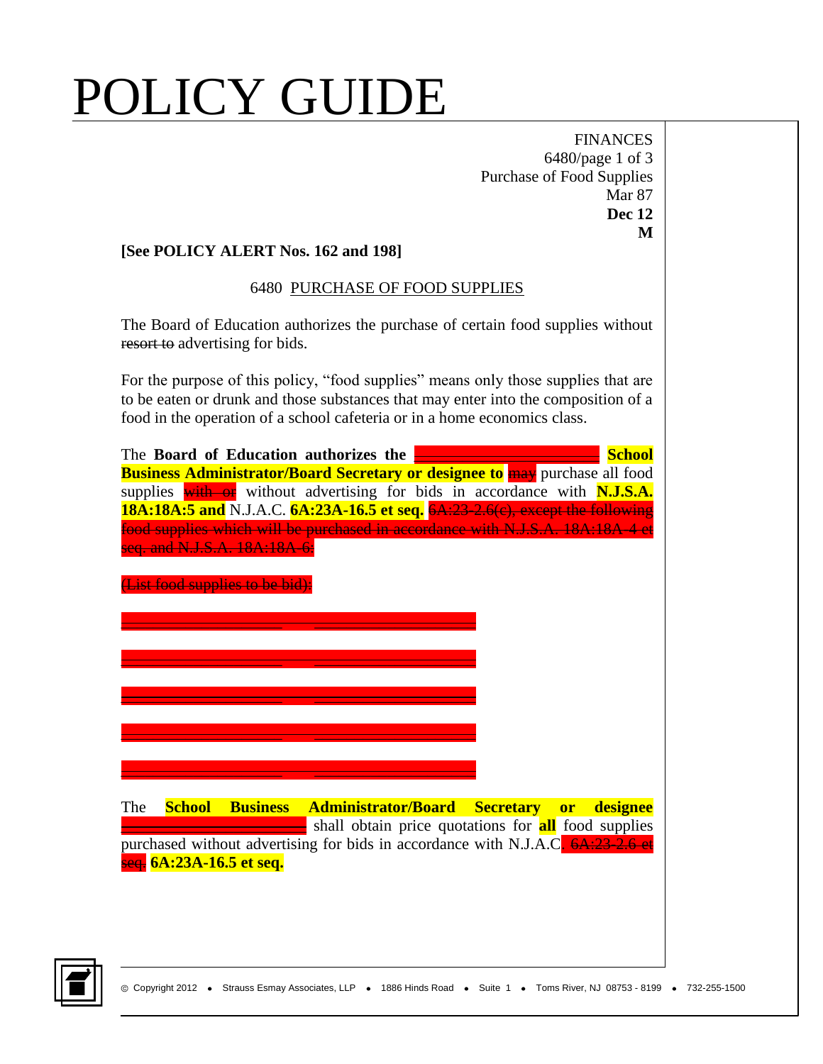# POLICY GUIDE

FINANCES
6480/page 1 of 3
Purchase of Food Supplies
Mar 87
**Dec 12**
**M**

**[See POLICY ALERT Nos. 162 and 198]**

6480 PURCHASE OF FOOD SUPPLIES

The Board of Education authorizes the purchase of certain food supplies without ~~resort to~~ advertising for bids.

For the purpose of this policy, "food supplies" means only those supplies that are to be eaten or drunk and those substances that may enter into the composition of a food in the operation of a school cafeteria or in a home economics class.

The **Board of Education authorizes the** ~~______________________~~ **School Business Administrator/Board Secretary or designee to** ~~may~~ purchase all food supplies ~~with or~~ without advertising for bids in accordance with **N.J.S.A. 18A:18A:5 and** N.J.A.C. **6A:23A-16.5 et seq.** ~~6A:23-2.6(c), except the following food supplies which will be purchased in accordance with N.J.S.A. 18A:18A-4 et seq. and N.J.S.A. 18A:18A-6:~~

~~(List food supplies to be bid):~~

~~___________________ ___________________~~

~~___________________ ___________________~~

~~___________________ ___________________~~

~~___________________ ___________________~~

~~___________________ ___________________~~

The **School Business Administrator/Board Secretary or designee** ~~______________________~~ shall obtain price quotations for **all** food supplies purchased without advertising for bids in accordance with N.J.A.C. ~~6A:23-2.6 et seq.~~ **6A:23A-16.5 et seq.**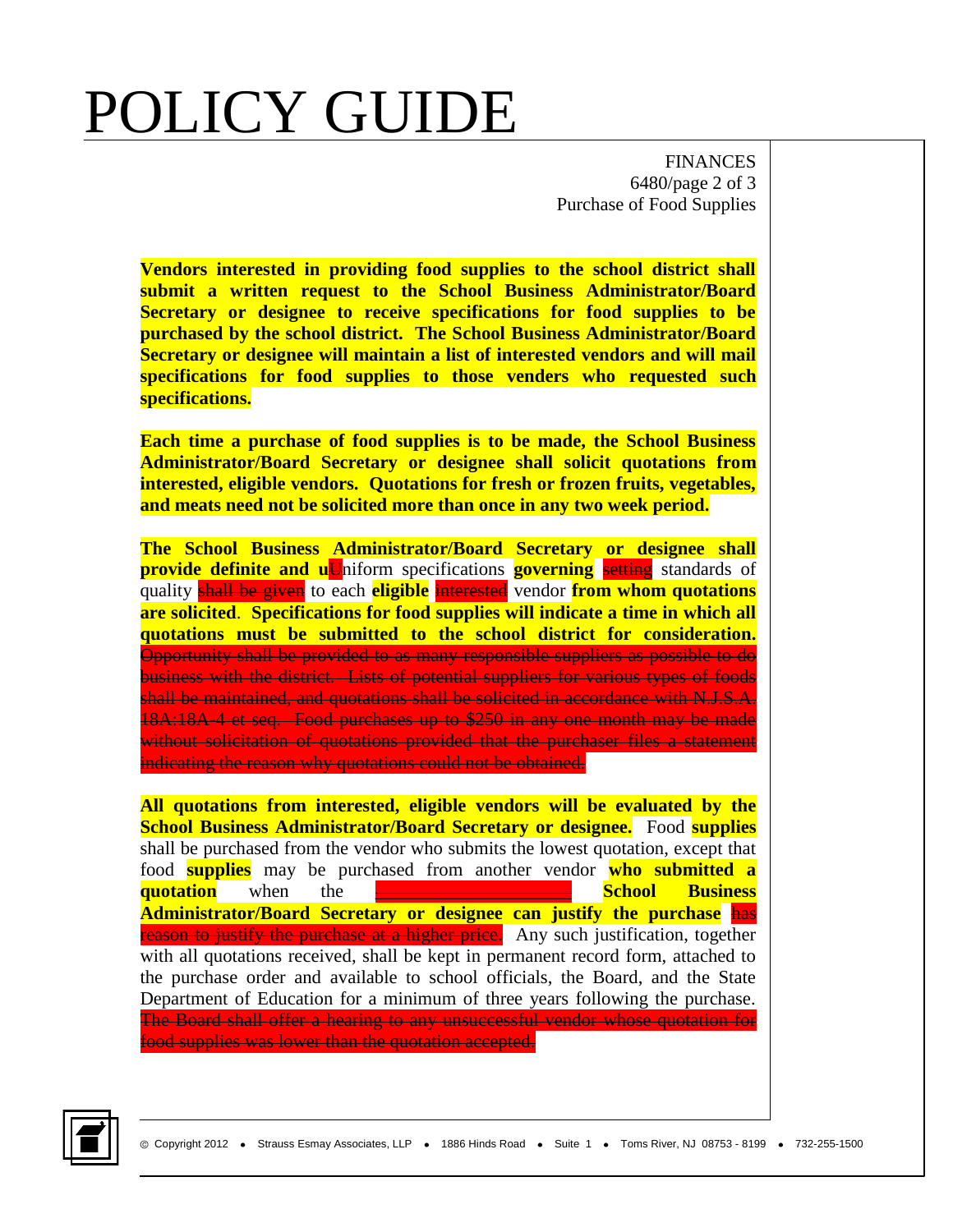**Vendors interested in providing food supplies to the school district shall submit a written request to the School Business Administrator/Board Secretary or designee to receive specifications for food supplies to be purchased by the school district. The School Business Administrator/Board Secretary or designee will maintain a list of interested vendors and will mail specifications for food supplies to those venders who requested such specifications.**

**Each time a purchase of food supplies is to be made, the School Business Administrator/Board Secretary or designee shall solicit quotations from interested, eligible vendors. Quotations for fresh or frozen fruits, vegetables, and meats need not be solicited more than once in any two week period.**

**The School Business Administrator/Board Secretary or designee shall provide definite and u**~~U~~niform specifications **governing** ~~setting~~ standards of quality ~~shall be given~~ to each **eligible** ~~interested~~ vendor **from whom quotations are solicited**. **Specifications for food supplies will indicate a time in which all quotations must be submitted to the school district for consideration.** ~~Opportunity shall be provided to as many responsible suppliers as possible to do business with the district. Lists of potential suppliers for various types of foods shall be maintained, and quotations shall be solicited in accordance with N.J.S.A. 18A:18A-4 et seq. Food purchases up to $250 in any one month may be made without solicitation of quotations provided that the purchaser files a statement indicating the reason why quotations could not be obtained.~~

**All quotations from interested, eligible vendors will be evaluated by the School Business Administrator/Board Secretary or designee.** Food **supplies** shall be purchased from the vendor who submits the lowest quotation, except that food **supplies** may be purchased from another vendor **who submitted a quotation** when the **School Business Administrator/Board Secretary or designee can justify the purchase** ~~has reason to justify the purchase at a higher price~~. Any such justification, together with all quotations received, shall be kept in permanent record form, attached to the purchase order and available to school officials, the Board, and the State Department of Education for a minimum of three years following the purchase. ~~The Board shall offer a hearing to any unsuccessful vendor whose quotation for food supplies was lower than the quotation accepted.~~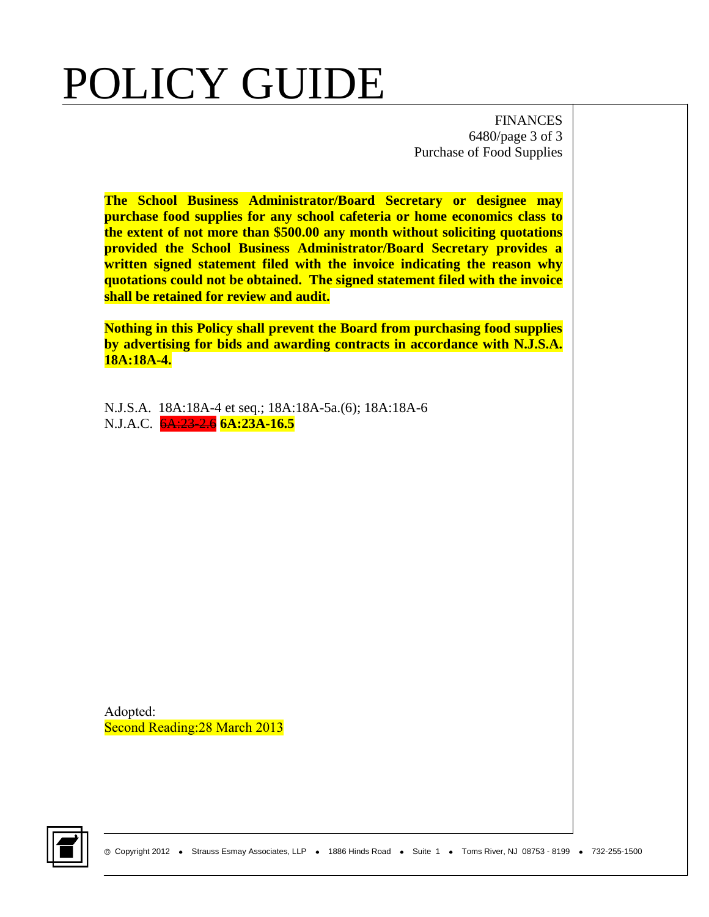**The School Business Administrator/Board Secretary or designee may purchase food supplies for any school cafeteria or home economics class to the extent of not more than $500.00 any month without soliciting quotations provided the School Business Administrator/Board Secretary provides a written signed statement filed with the invoice indicating the reason why quotations could not be obtained. The signed statement filed with the invoice shall be retained for review and audit.**

**Nothing in this Policy shall prevent the Board from purchasing food supplies by advertising for bids and awarding contracts in accordance with N.J.S.A. 18A:18A-4.**

N.J.S.A. 18A:18A-4 et seq.; 18A:18A-5a.(6); 18A:18A-6
N.J.A.C. ~~6A:23-2.6~~ **6A:23A-16.5**

Adopted:
Second Reading:28 March 2013